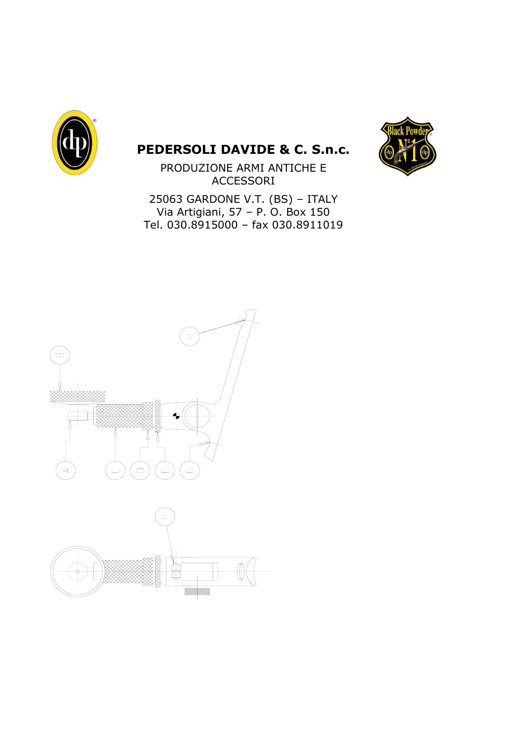# PEDERSOLI DAVIDE & C. S.n.c.

PRODUZIONE ARMI ANTICHE E ACCESSORI

25063 GARDONE V.T. (BS) – ITALY
Via Artigiani, 57 – P. O. Box 150
Tel. 030.8915000 – fax 030.8911019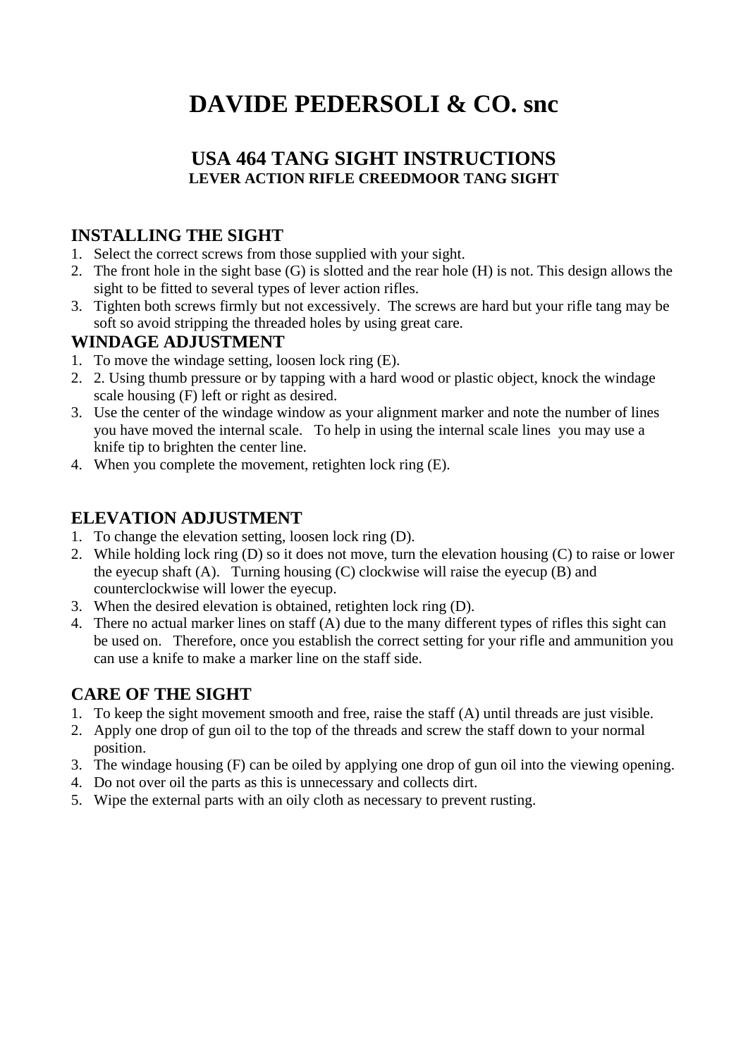# DAVIDE PEDERSOLI & CO. snc

## USA 464 TANG SIGHT INSTRUCTIONS

**LEVER ACTION RIFLE CREEDMOOR TANG SIGHT**

### INSTALLING THE SIGHT

1. Select the correct screws from those supplied with your sight.
2. The front hole in the sight base (G) is slotted and the rear hole (H) is not. This design allows the sight to be fitted to several types of lever action rifles.
3. Tighten both screws firmly but not excessively. The screws are hard but your rifle tang may be soft so avoid stripping the threaded holes by using great care.

### WINDAGE ADJUSTMENT

1. To move the windage setting, loosen lock ring (E).
2. 2. Using thumb pressure or by tapping with a hard wood or plastic object, knock the windage scale housing (F) left or right as desired.
3. Use the center of the windage window as your alignment marker and note the number of lines you have moved the internal scale. To help in using the internal scale lines you may use a knife tip to brighten the center line.
4. When you complete the movement, retighten lock ring (E).

### ELEVATION ADJUSTMENT

1. To change the elevation setting, loosen lock ring (D).
2. While holding lock ring (D) so it does not move, turn the elevation housing (C) to raise or lower the eyecup shaft (A). Turning housing (C) clockwise will raise the eyecup (B) and counterclockwise will lower the eyecup.
3. When the desired elevation is obtained, retighten lock ring (D).
4. There no actual marker lines on staff (A) due to the many different types of rifles this sight can be used on. Therefore, once you establish the correct setting for your rifle and ammunition you can use a knife to make a marker line on the staff side.

### CARE OF THE SIGHT

1. To keep the sight movement smooth and free, raise the staff (A) until threads are just visible.
2. Apply one drop of gun oil to the top of the threads and screw the staff down to your normal position.
3. The windage housing (F) can be oiled by applying one drop of gun oil into the viewing opening.
4. Do not over oil the parts as this is unnecessary and collects dirt.
5. Wipe the external parts with an oily cloth as necessary to prevent rusting.